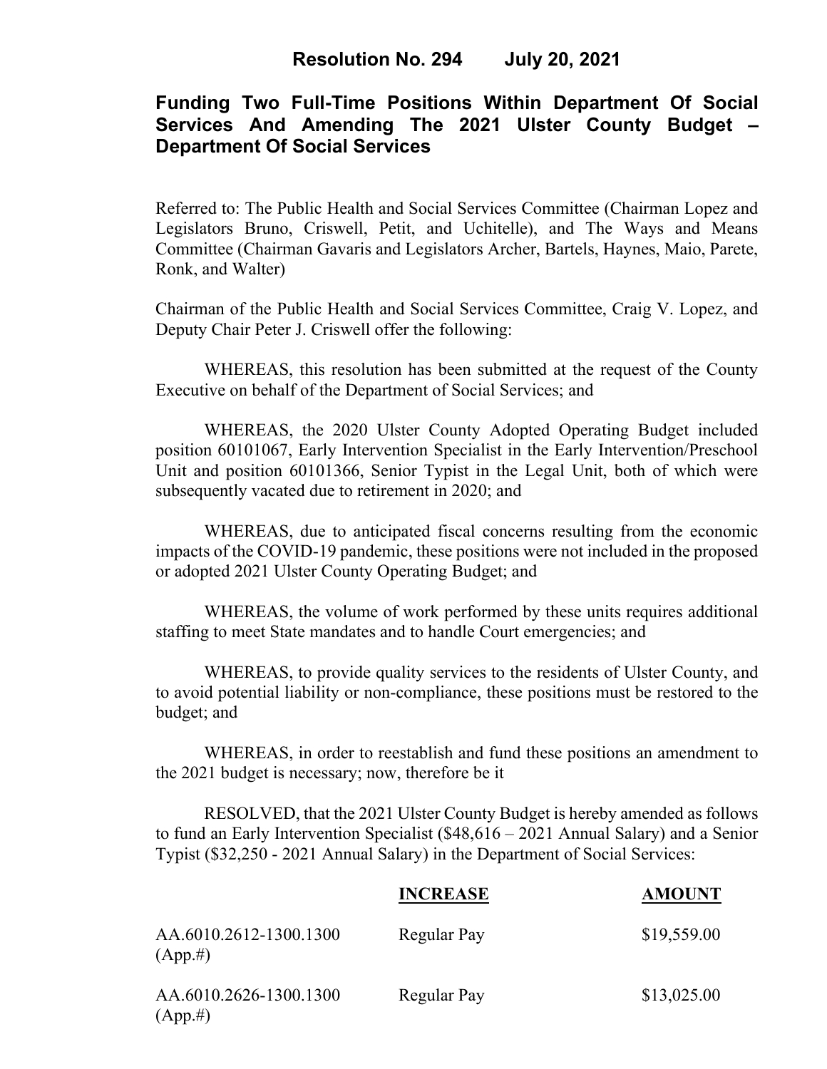# Resolution No. 294 July 20, 2021

## Funding Two Full-Time Positions Within Department Of Social Services And Amending The 2021 Ulster County Budget – Department Of Social Services

Referred to: The Public Health and Social Services Committee (Chairman Lopez and Legislators Bruno, Criswell, Petit, and Uchitelle), and The Ways and Means Committee (Chairman Gavaris and Legislators Archer, Bartels, Haynes, Maio, Parete, Ronk, and Walter)

Chairman of the Public Health and Social Services Committee, Craig V. Lopez, and Deputy Chair Peter J. Criswell offer the following:

WHEREAS, this resolution has been submitted at the request of the County Executive on behalf of the Department of Social Services; and

WHEREAS, the 2020 Ulster County Adopted Operating Budget included position 60101067, Early Intervention Specialist in the Early Intervention/Preschool Unit and position 60101366, Senior Typist in the Legal Unit, both of which were subsequently vacated due to retirement in 2020; and

WHEREAS, due to anticipated fiscal concerns resulting from the economic impacts of the COVID-19 pandemic, these positions were not included in the proposed or adopted 2021 Ulster County Operating Budget; and

WHEREAS, the volume of work performed by these units requires additional staffing to meet State mandates and to handle Court emergencies; and

WHEREAS, to provide quality services to the residents of Ulster County, and to avoid potential liability or non-compliance, these positions must be restored to the budget; and

WHEREAS, in order to reestablish and fund these positions an amendment to the 2021 budget is necessary; now, therefore be it

RESOLVED, that the 2021 Ulster County Budget is hereby amended as follows to fund an Early Intervention Specialist ($48,616 – 2021 Annual Salary) and a Senior Typist ($32,250 - 2021 Annual Salary) in the Department of Social Services:

| | INCREASE | AMOUNT |
|---|---|---|
| AA.6010.2612-1300.1300 (App.#) | Regular Pay | $19,559.00 |
| AA.6010.2626-1300.1300 (App.#) | Regular Pay | $13,025.00 |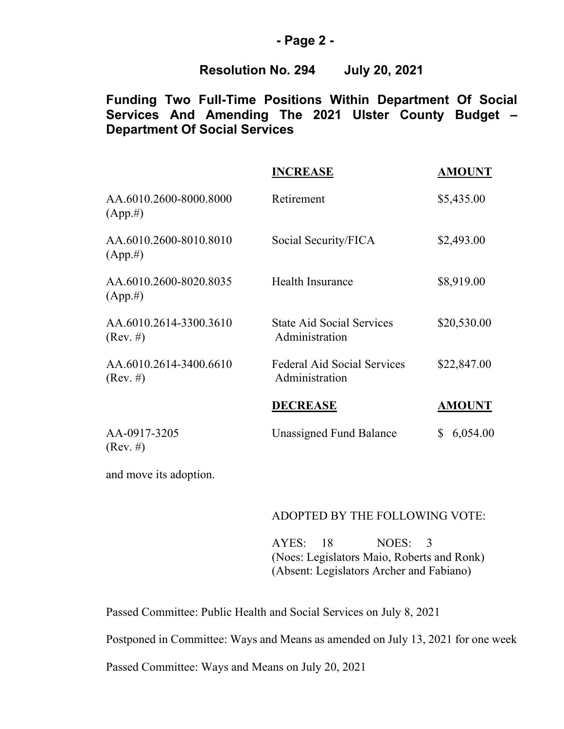**Resolution No. 294 July 20, 2021**

## Funding Two Full-Time Positions Within Department Of Social Services And Amending The 2021 Ulster County Budget – Department Of Social Services

| | **INCREASE** | **AMOUNT** |
|---|---|---|
| AA.6010.2600-8000.8000 (App.#) | Retirement | $5,435.00 |
| AA.6010.2600-8010.8010 (App.#) | Social Security/FICA | $2,493.00 |
| AA.6010.2600-8020.8035 (App.#) | Health Insurance | $8,919.00 |
| AA.6010.2614-3300.3610 (Rev. #) | State Aid Social Services Administration | $20,530.00 |
| AA.6010.2614-3400.6610 (Rev. #) | Federal Aid Social Services Administration | $22,847.00 |
| | **DECREASE** | **AMOUNT** |
| AA-0917-3205 (Rev. #) | Unassigned Fund Balance | $ 6,054.00 |

and move its adoption.

ADOPTED BY THE FOLLOWING VOTE:

AYES: 18 NOES: 3
(Noes: Legislators Maio, Roberts and Ronk)
(Absent: Legislators Archer and Fabiano)

Passed Committee: Public Health and Social Services on July 8, 2021

Postponed in Committee: Ways and Means as amended on July 13, 2021 for one week

Passed Committee: Ways and Means on July 20, 2021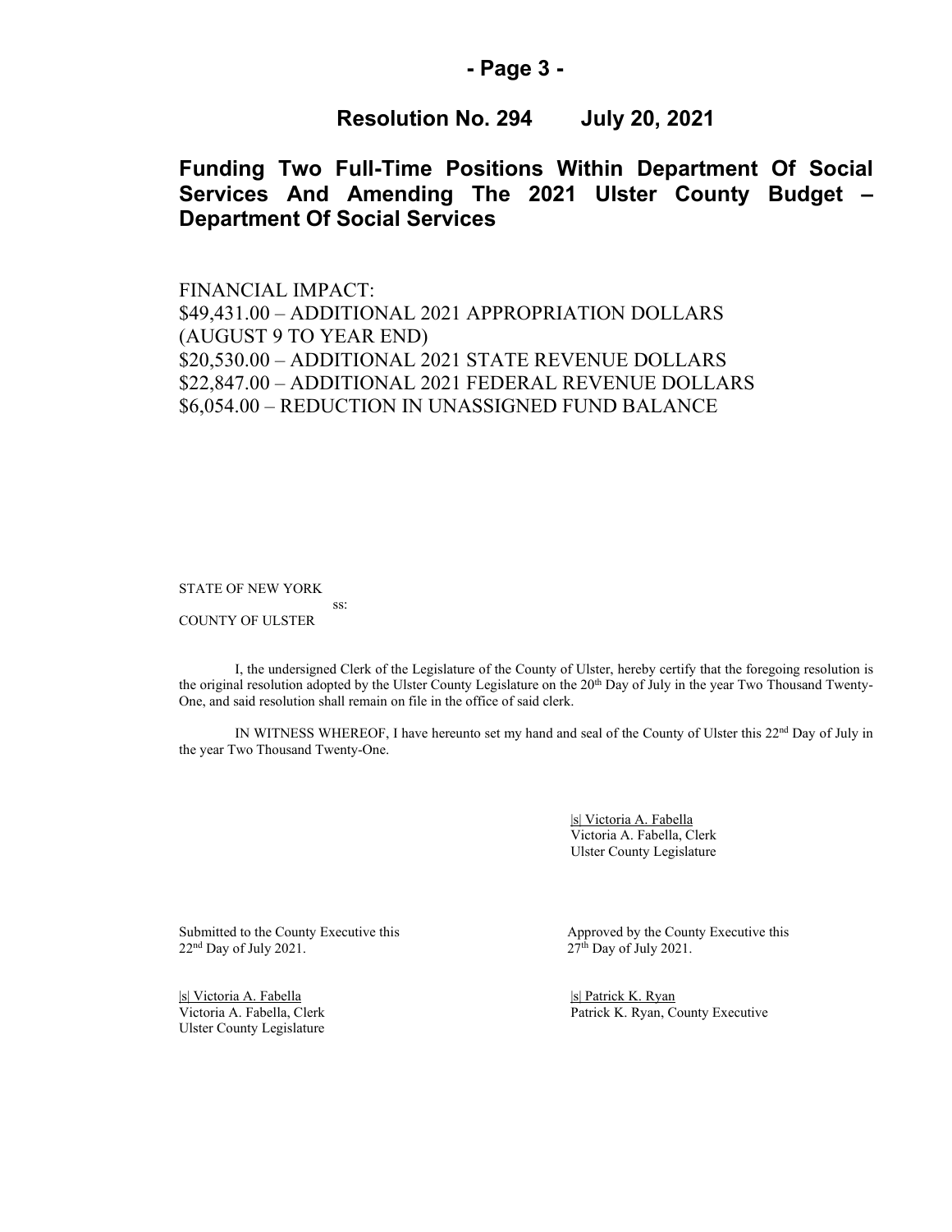## Resolution No. 294 July 20, 2021

## Funding Two Full-Time Positions Within Department Of Social Services And Amending The 2021 Ulster County Budget – Department Of Social Services

FINANCIAL IMPACT:
$49,431.00 – ADDITIONAL 2021 APPROPRIATION DOLLARS (AUGUST 9 TO YEAR END)
$20,530.00 – ADDITIONAL 2021 STATE REVENUE DOLLARS
$22,847.00 – ADDITIONAL 2021 FEDERAL REVENUE DOLLARS
$6,054.00 – REDUCTION IN UNASSIGNED FUND BALANCE

STATE OF NEW YORK
ss:
COUNTY OF ULSTER

I, the undersigned Clerk of the Legislature of the County of Ulster, hereby certify that the foregoing resolution is the original resolution adopted by the Ulster County Legislature on the 20th Day of July in the year Two Thousand Twenty-One, and said resolution shall remain on file in the office of said clerk.

IN WITNESS WHEREOF, I have hereunto set my hand and seal of the County of Ulster this 22nd Day of July in the year Two Thousand Twenty-One.

|s| Victoria A. Fabella
Victoria A. Fabella, Clerk
Ulster County Legislature

Submitted to the County Executive this 22nd Day of July 2021.

|s| Victoria A. Fabella
Victoria A. Fabella, Clerk
Ulster County Legislature

Approved by the County Executive this 27th Day of July 2021.

|s| Patrick K. Ryan
Patrick K. Ryan, County Executive